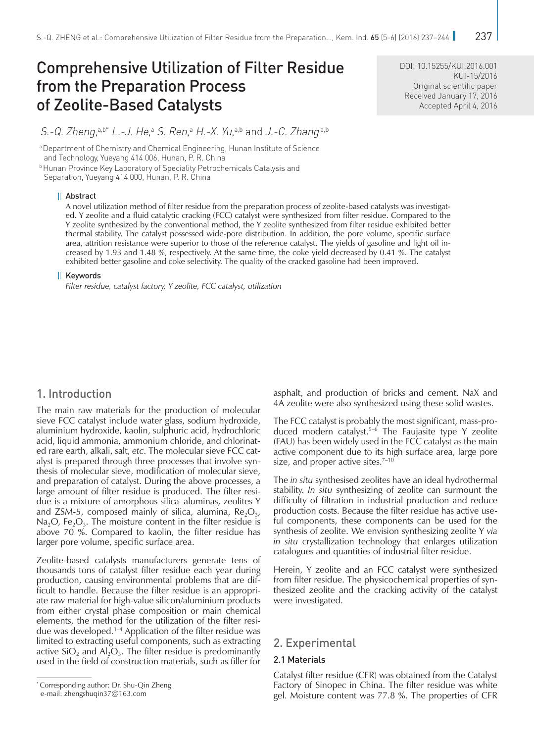# Comprehensive Utilization of Filter Residue from the Preparation Process of Zeolite-Based Catalysts

DOI: 10.15255/KUI.2016.001
KUI-15/2016
Original scientific paper
Received January 17, 2016
Accepted April 4, 2016

*S.-Q. Zheng*,[a,b*] *L.-J. He*,[a] *S. Ren*,[a] *H.-X. Yu*,[a,b] and *J.-C. Zhang*[a,b]

[a] Department of Chemistry and Chemical Engineering, Hunan Institute of Science and Technology, Yueyang 414 006, Hunan, P. R. China

[b] Hunan Province Key Laboratory of Speciality Petrochemicals Catalysis and Separation, Yueyang 414 000, Hunan, P. R. China

## Abstract

A novel utilization method of filter residue from the preparation process of zeolite-based catalysts was investigated. Y zeolite and a fluid catalytic cracking (FCC) catalyst were synthesized from filter residue. Compared to the Y zeolite synthesized by the conventional method, the Y zeolite synthesized from filter residue exhibited better thermal stability. The catalyst possessed wide-pore distribution. In addition, the pore volume, specific surface area, attrition resistance were superior to those of the reference catalyst. The yields of gasoline and light oil increased by 1.93 and 1.48 %, respectively. At the same time, the coke yield decreased by 0.41 %. The catalyst exhibited better gasoline and coke selectivity. The quality of the cracked gasoline had been improved.

## Keywords

*Filter residue, catalyst factory, Y zeolite, FCC catalyst, utilization*

## 1. Introduction

The main raw materials for the production of molecular sieve FCC catalyst include water glass, sodium hydroxide, aluminium hydroxide, kaolin, sulphuric acid, hydrochloric acid, liquid ammonia, ammonium chloride, and chlorinated rare earth, alkali, salt, *etc*. The molecular sieve FCC catalyst is prepared through three processes that involve synthesis of molecular sieve, modification of molecular sieve, and preparation of catalyst. During the above processes, a large amount of filter residue is produced. The filter residue is a mixture of amorphous silica–aluminas, zeolites Y and ZSM-5, composed mainly of silica, alumina, $Re_2O_3$, $Na_2O$, $Fe_2O_3$. The moisture content in the filter residue is above 70 %. Compared to kaolin, the filter residue has larger pore volume, specific surface area.

Zeolite-based catalysts manufacturers generate tens of thousands tons of catalyst filter residue each year during production, causing environmental problems that are difficult to handle. Because the filter residue is an appropriate raw material for high-value silicon/aluminium products from either crystal phase composition or main chemical elements, the method for the utilization of the filter residue was developed.[1–4] Application of the filter residue was limited to extracting useful components, such as extracting active $SiO_2$ and $Al_2O_3$. The filter residue is predominantly used in the field of construction materials, such as filler for asphalt, and production of bricks and cement. NaX and 4A zeolite were also synthesized using these solid wastes.

The FCC catalyst is probably the most significant, mass-produced modern catalyst.[5–6] The Faujasite type Y zeolite (FAU) has been widely used in the FCC catalyst as the main active component due to its high surface area, large pore size, and proper active sites.[7–10]

The *in situ* synthesised zeolites have an ideal hydrothermal stability. *In situ* synthesizing of zeolite can surmount the difficulty of filtration in industrial production and reduce production costs. Because the filter residue has active useful components, these components can be used for the synthesis of zeolite. We envision synthesizing zeolite Y *via in situ* crystallization technology that enlarges utilization catalogues and quantities of industrial filter residue.

Herein, Y zeolite and an FCC catalyst were synthesized from filter residue. The physicochemical properties of synthesized zeolite and the cracking activity of the catalyst were investigated.

## 2. Experimental

### 2.1 Materials

Catalyst filter residue (CFR) was obtained from the Catalyst Factory of Sinopec in China. The filter residue was white gel. Moisture content was 77.8 %. The properties of CFR

* Corresponding author: Dr. Shu-Qin Zheng
e-mail: zhengshuqin37@163.com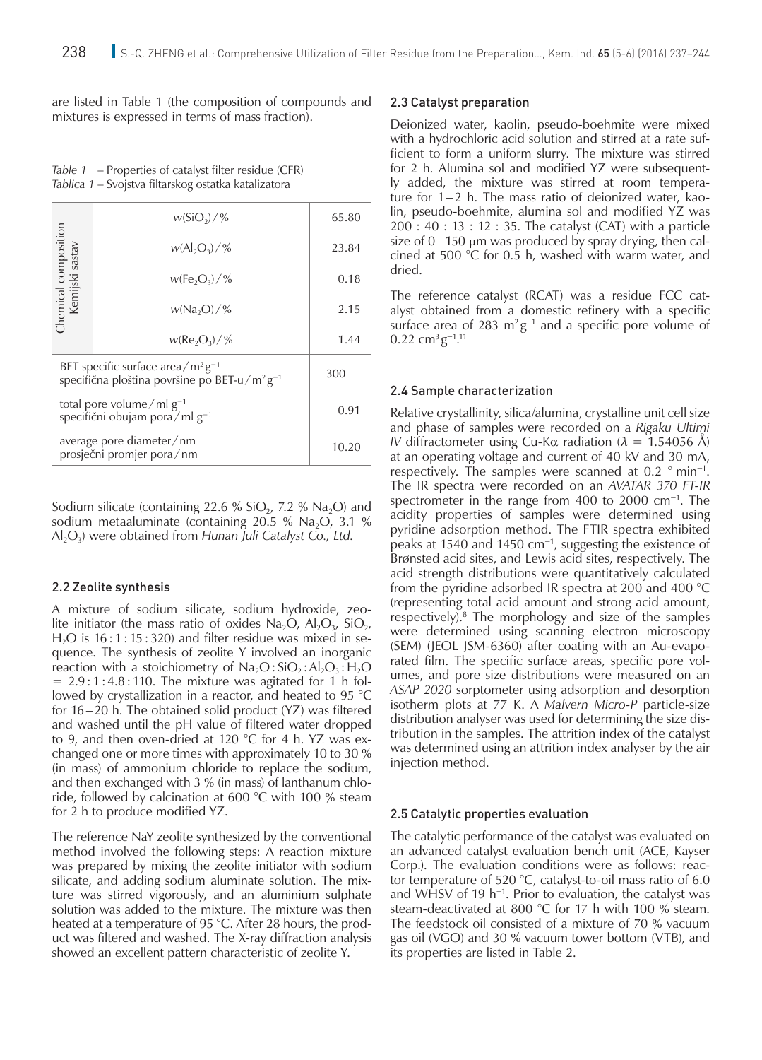are listed in Table 1 (the composition of compounds and mixtures is expressed in terms of mass fraction).

*Table 1* – Properties of catalyst filter residue (CFR)
*Tablica 1* – Svojstva filtarskog ostatka katalizatora

| | | |
|---|---|---|
| Chemical composition Kemijski sastav | $w(SiO_2)/\%$ | 65.80 |
| | $w(Al_2O_3)/\%$ | 23.84 |
| | $w(Fe_2O_3)/\%$ | 0.18 |
| | $w(Na_2O)/\%$ | 2.15 |
| | $w(Re_2O_3)/\%$ | 1.44 |
| BET specific surface area / $m^2 g^{-1}$ specifična ploština površine po BET-u / $m^2 g^{-1}$ | | 300 |
| total pore volume / ml $g^{-1}$ specifični obujam pora / ml $g^{-1}$ | | 0.91 |
| average pore diameter / nm prosječni promjer pora / nm | | 10.20 |

Sodium silicate (containing 22.6 % $SiO_2$, 7.2 % $Na_2O$) and sodium metaaluminate (containing 20.5 % $Na_2O$, 3.1 % $Al_2O_3$) were obtained from *Hunan Juli Catalyst Co., Ltd.*

## 2.2 Zeolite synthesis

A mixture of sodium silicate, sodium hydroxide, zeolite initiator (the mass ratio of oxides $Na_2O$, $Al_2O_3$, $SiO_2$, $H_2O$ is 16 : 1 : 15 : 320) and filter residue was mixed in sequence. The synthesis of zeolite Y involved an inorganic reaction with a stoichiometry of $Na_2O : SiO_2 : Al_2O_3 : H_2O = 2.9 : 1 : 4.8 : 110$. The mixture was agitated for 1 h followed by crystallization in a reactor, and heated to 95 °C for 16 – 20 h. The obtained solid product (YZ) was filtered and washed until the pH value of filtered water dropped to 9, and then oven-dried at 120 °C for 4 h. YZ was exchanged one or more times with approximately 10 to 30 % (in mass) of ammonium chloride to replace the sodium, and then exchanged with 3 % (in mass) of lanthanum chloride, followed by calcination at 600 °C with 100 % steam for 2 h to produce modified YZ.

The reference NaY zeolite synthesized by the conventional method involved the following steps: A reaction mixture was prepared by mixing the zeolite initiator with sodium silicate, and adding sodium aluminate solution. The mixture was stirred vigorously, and an aluminium sulphate solution was added to the mixture. The mixture was then heated at a temperature of 95 °C. After 28 hours, the product was filtered and washed. The X-ray diffraction analysis showed an excellent pattern characteristic of zeolite Y.

## 2.3 Catalyst preparation

Deionized water, kaolin, pseudo-boehmite were mixed with a hydrochloric acid solution and stirred at a rate sufficient to form a uniform slurry. The mixture was stirred for 2 h. Alumina sol and modified YZ were subsequently added, the mixture was stirred at room temperature for 1 – 2 h. The mass ratio of deionized water, kaolin, pseudo-boehmite, alumina sol and modified YZ was 200 : 40 : 13 : 12 : 35. The catalyst (CAT) with a particle size of 0 – 150 μm was produced by spray drying, then calcined at 500 °C for 0.5 h, washed with warm water, and dried.

The reference catalyst (RCAT) was a residue FCC catalyst obtained from a domestic refinery with a specific surface area of 283 $m^2 g^{-1}$ and a specific pore volume of 0.22 $cm^3 g^{-1}$.[11]

## 2.4 Sample characterization

Relative crystallinity, silica/alumina, crystalline unit cell size and phase of samples were recorded on a *Rigaku Ultimi IV* diffractometer using Cu-Kα radiation ($\lambda$ = 1.54056 Å) at an operating voltage and current of 40 kV and 30 mA, respectively. The samples were scanned at 0.2 ° $min^{-1}$. The IR spectra were recorded on an *AVATAR 370 FT-IR* spectrometer in the range from 400 to 2000 $cm^{-1}$. The acidity properties of samples were determined using pyridine adsorption method. The FTIR spectra exhibited peaks at 1540 and 1450 $cm^{-1}$, suggesting the existence of Brønsted acid sites, and Lewis acid sites, respectively. The acid strength distributions were quantitatively calculated from the pyridine adsorbed IR spectra at 200 and 400 °C (representing total acid amount and strong acid amount, respectively).[8] The morphology and size of the samples were determined using scanning electron microscopy (SEM) (JEOL JSM-6360) after coating with an Au-evaporated film. The specific surface areas, specific pore volumes, and pore size distributions were measured on an *ASAP 2020* sorptometer using adsorption and desorption isotherm plots at 77 K. A *Malvern Micro-P* particle-size distribution analyser was used for determining the size distribution in the samples. The attrition index of the catalyst was determined using an attrition index analyser by the air injection method.

## 2.5 Catalytic properties evaluation

The catalytic performance of the catalyst was evaluated on an advanced catalyst evaluation bench unit (ACE, Kayser Corp.). The evaluation conditions were as follows: reactor temperature of 520 °C, catalyst-to-oil mass ratio of 6.0 and WHSV of 19 $h^{-1}$. Prior to evaluation, the catalyst was steam-deactivated at 800 °C for 17 h with 100 % steam. The feedstock oil consisted of a mixture of 70 % vacuum gas oil (VGO) and 30 % vacuum tower bottom (VTB), and its properties are listed in Table 2.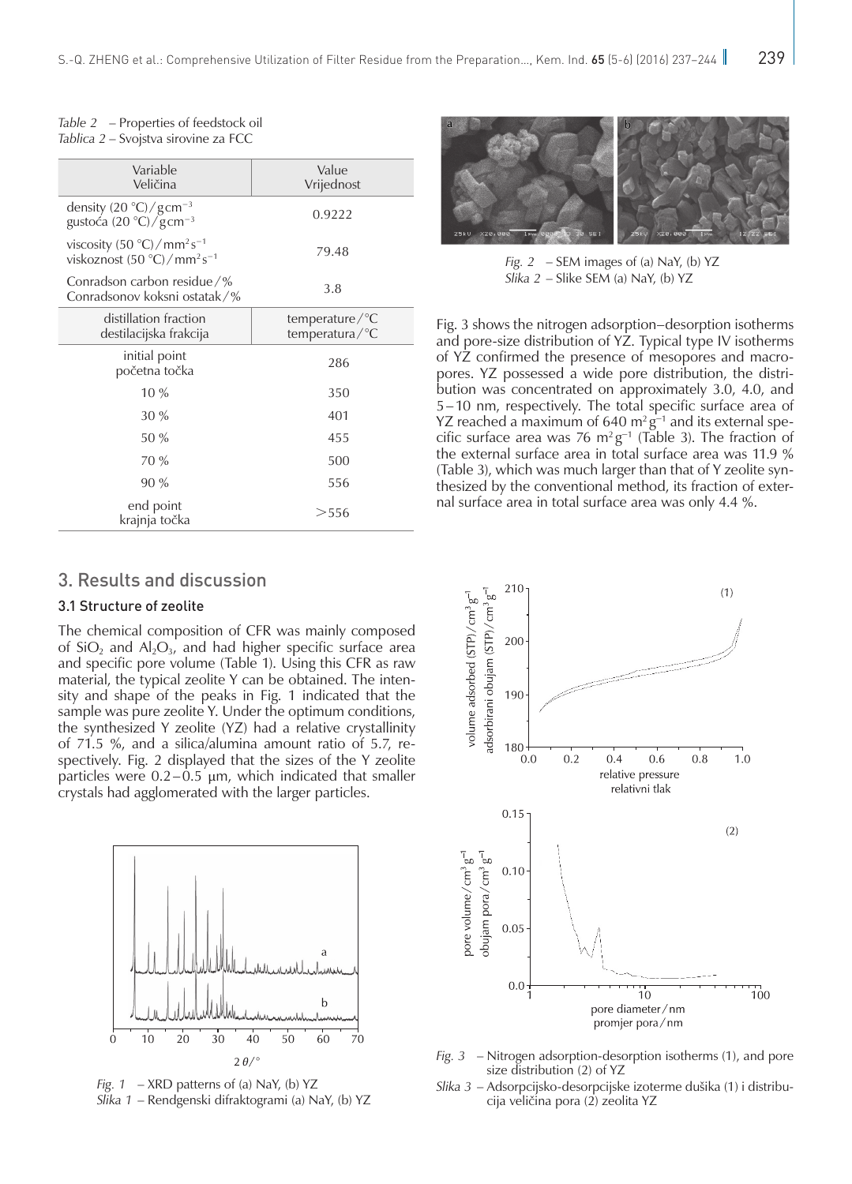*Table 2* – Properties of feedstock oil
*Tablica 2* – Svojstva sirovine za FCC

| Variable<br>Veličina | Value<br>Vrijednost |
|---|---|
| density (20 °C)/g cm$^{-3}$<br>gustoća (20 °C)/g cm$^{-3}$ | 0.9222 |
| viscosity (50 °C)/mm$^2$ s$^{-1}$<br>viskoznost (50 °C)/mm$^2$ s$^{-1}$ | 79.48 |
| Conradson carbon residue/%<br>Conradsonov koksni ostatak/% | 3.8 |
| distillation fraction<br>destilacijska frakcija | temperature/°C<br>temperatura/°C |
| initial point<br>početna točka | 286 |
| 10 % | 350 |
| 30 % | 401 |
| 50 % | 455 |
| 70 % | 500 |
| 90 % | 556 |
| end point<br>krajnja točka | >556 |

## 3. Results and discussion

### 3.1 Structure of zeolite

The chemical composition of CFR was mainly composed of $SiO_2$ and $Al_2O_3$, and had higher specific surface area and specific pore volume (Table 1). Using this CFR as raw material, the typical zeolite Y can be obtained. The intensity and shape of the peaks in Fig. 1 indicated that the sample was pure zeolite Y. Under the optimum conditions, the synthesized Y zeolite (YZ) had a relative crystallinity of 71.5 %, and a silica/alumina amount ratio of 5.7, respectively. Fig. 2 displayed that the sizes of the Y zeolite particles were 0.2–0.5 µm, which indicated that smaller crystals had agglomerated with the larger particles.

*Fig. 1* – XRD patterns of (a) NaY, (b) YZ
*Slika 1* – Rendgenski difraktogrami (a) NaY, (b) YZ

*Fig. 2* – SEM images of (a) NaY, (b) YZ
*Slika 2* – Slike SEM (a) NaY, (b) YZ

Fig. 3 shows the nitrogen adsorption–desorption isotherms and pore-size distribution of YZ. Typical type IV isotherms of YZ confirmed the presence of mesopores and macropores. YZ possessed a wide pore distribution, the distribution was concentrated on approximately 3.0, 4.0, and 5–10 nm, respectively. The total specific surface area of YZ reached a maximum of 640 m$^2$ g$^{-1}$ and its external specific surface area was 76 m$^2$ g$^{-1}$ (Table 3). The fraction of the external surface area in total surface area was 11.9 % (Table 3), which was much larger than that of Y zeolite synthesized by the conventional method, its fraction of external surface area in total surface area was only 4.4 %.

*Fig. 3* – Nitrogen adsorption-desorption isotherms (1), and pore size distribution (2) of YZ
*Slika 3* – Adsorpcijsko-desorpcijske izoterme dušika (1) i distribucija veličina pora (2) zeolita YZ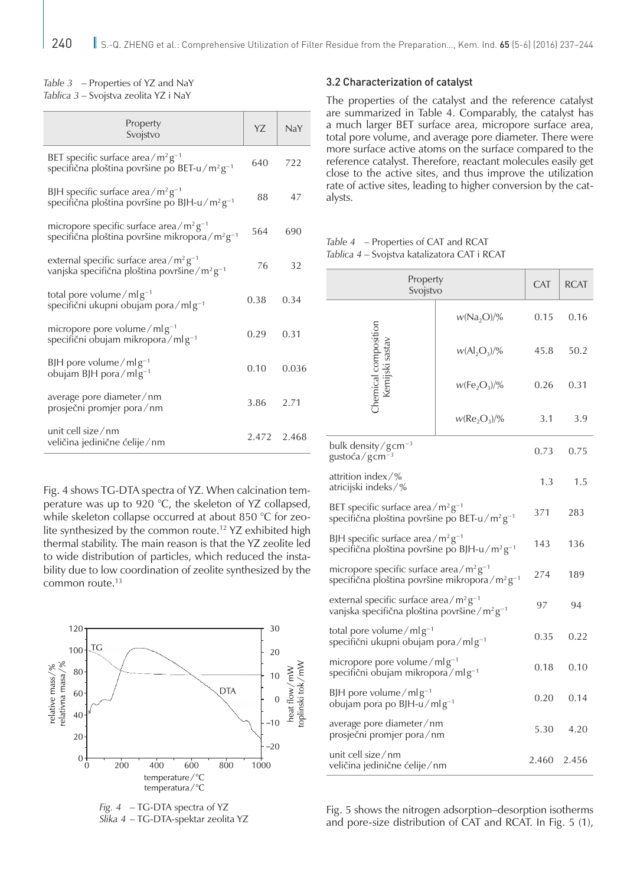*Table 3* – Properties of YZ and NaY
*Tablica 3* – Svojstva zeolita YZ i NaY

| Property Svojstvo | YZ | NaY |
|---|---|---|
| BET specific surface area / $m^2 g^{-1}$ specifična ploština površine po BET-u / $m^2 g^{-1}$ | 640 | 722 |
| BJH specific surface area / $m^2 g^{-1}$ specifična ploština površine po BJH-u / $m^2 g^{-1}$ | 88 | 47 |
| micropore specific surface area / $m^2 g^{-1}$ specifična ploština površine mikropora / $m^2 g^{-1}$ | 564 | 690 |
| external specific surface area / $m^2 g^{-1}$ vanjska specifična ploština površine / $m^2 g^{-1}$ | 76 | 32 |
| total pore volume / $ml g^{-1}$ specifični ukupni obujam pora / $ml g^{-1}$ | 0.38 | 0.34 |
| micropore pore volume / $ml g^{-1}$ specifični obujam mikropora / $ml g^{-1}$ | 0.29 | 0.31 |
| BJH pore volume / $ml g^{-1}$ obujam BJH pora / $ml g^{-1}$ | 0.10 | 0.036 |
| average pore diameter / nm prosječni promjer pora / nm | 3.86 | 2.71 |
| unit cell size / nm veličina jedinične ćelije / nm | 2.472 | 2.468 |

Fig. 4 shows TG-DTA spectra of YZ. When calcination temperature was up to 920 °C, the skeleton of YZ collapsed, while skeleton collapse occurred at about 850 °C for zeolite synthesized by the common route.[12] YZ exhibited high thermal stability. The main reason is that the YZ zeolite led to wide distribution of particles, which reduced the instability due to low coordination of zeolite synthesized by the common route.[13]

*Fig. 4* – TG-DTA spectra of YZ
*Slika 4* – TG-DTA-spektar zeolita YZ

### 3.2 Characterization of catalyst

The properties of the catalyst and the reference catalyst are summarized in Table 4. Comparably, the catalyst has a much larger BET surface area, micropore surface area, total pore volume, and average pore diameter. There were more surface active atoms on the surface compared to the reference catalyst. Therefore, reactant molecules easily get close to the active sites, and thus improve the utilization rate of active sites, leading to higher conversion by the catalysts.

*Table 4* – Properties of CAT and RCAT
*Tablica 4* – Svojstva katalizatora CAT i RCAT

| Property Svojstvo | | CAT | RCAT |
|---|---|---|---|
| Chemical composition Kemijski sastav | $w(Na_2O)$/% | 0.15 | 0.16 |
| | $w(Al_2O_3)$/% | 45.8 | 50.2 |
| | $w(Fe_2O_3)$/% | 0.26 | 0.31 |
| | $w(Re_2O_3)$/% | 3.1 | 3.9 |
| bulk density / $g cm^{-3}$ gustoća / $g cm^{-3}$ | | 0.73 | 0.75 |
| attrition index / % atricijski indeks / % | | 1.3 | 1.5 |
| BET specific surface area / $m^2 g^{-1}$ specifična ploština površine po BET-u / $m^2 g^{-1}$ | | 371 | 283 |
| BJH specific surface area / $m^2 g^{-1}$ specifična ploština površine po BJH-u / $m^2 g^{-1}$ | | 143 | 136 |
| micropore specific surface area / $m^2 g^{-1}$ specifična ploština površine mikropora / $m^2 g^{-1}$ | | 274 | 189 |
| external specific surface area / $m^2 g^{-1}$ vanjska specifična ploština površine / $m^2 g^{-1}$ | | 97 | 94 |
| total pore volume / $ml g^{-1}$ specifični ukupni obujam pora / $ml g^{-1}$ | | 0.35 | 0.22 |
| micropore pore volume / $ml g^{-1}$ specifični obujam mikropora / $ml g^{-1}$ | | 0.18 | 0.10 |
| BJH pore volume / $ml g^{-1}$ obujam pora po BJH-u / $ml g^{-1}$ | | 0.20 | 0.14 |
| average pore diameter / nm prosječni promjer pora / nm | | 5.30 | 4.20 |
| unit cell size / nm veličina jedinične ćelije / nm | | 2.460 | 2.456 |

Fig. 5 shows the nitrogen adsorption–desorption isotherms and pore-size distribution of CAT and RCAT. In Fig. 5 (1),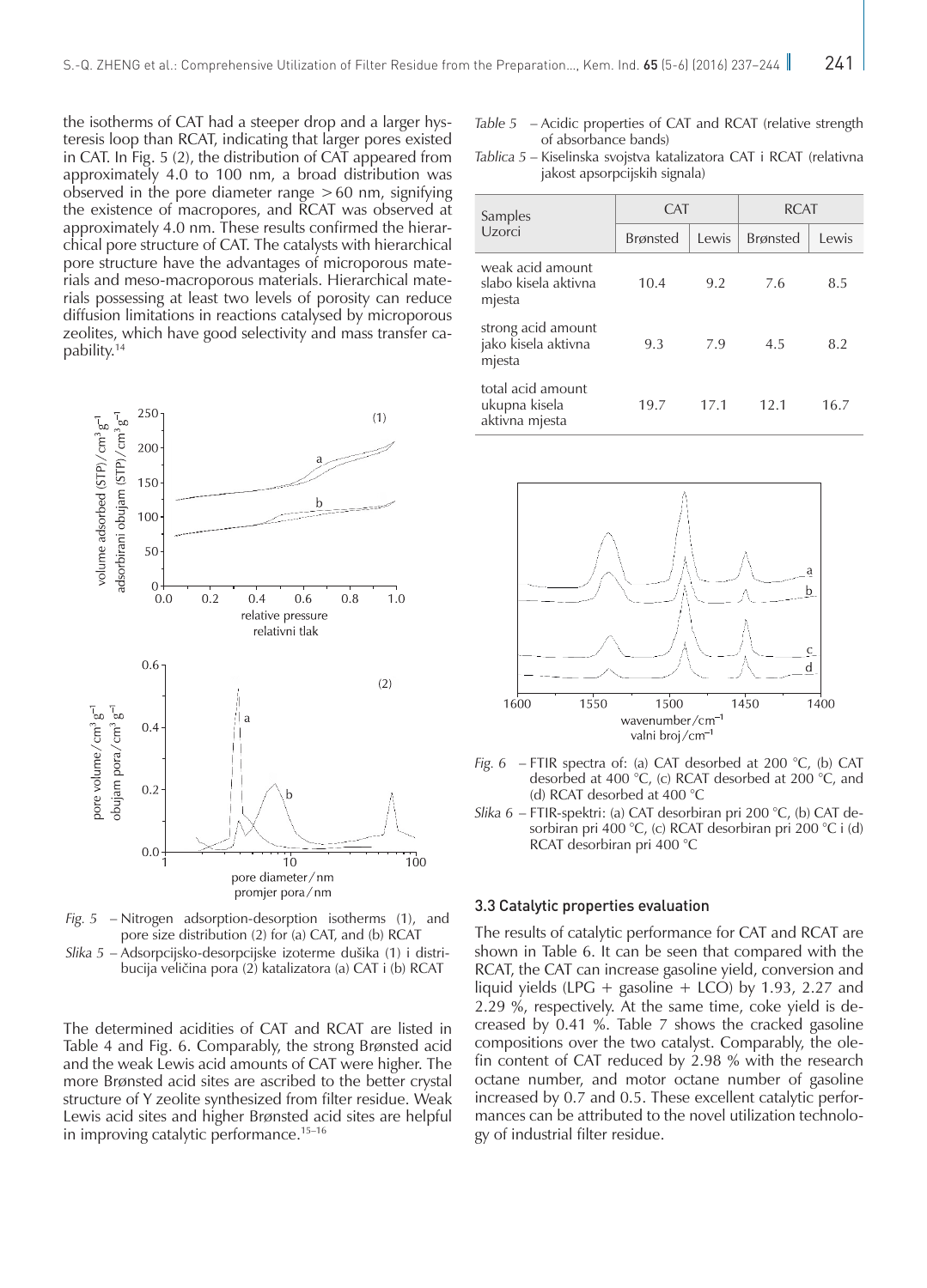the isotherms of CAT had a steeper drop and a larger hysteresis loop than RCAT, indicating that larger pores existed in CAT. In Fig. 5 (2), the distribution of CAT appeared from approximately 4.0 to 100 nm, a broad distribution was observed in the pore diameter range > 60 nm, signifying the existence of macropores, and RCAT was observed at approximately 4.0 nm. These results confirmed the hierarchical pore structure of CAT. The catalysts with hierarchical pore structure have the advantages of microporous materials and meso-macroporous materials. Hierarchical materials possessing at least two levels of porosity can reduce diffusion limitations in reactions catalysed by microporous zeolites, which have good selectivity and mass transfer capability.[14]

*Fig. 5* – Nitrogen adsorption-desorption isotherms (1), and pore size distribution (2) for (a) CAT, and (b) RCAT

*Slika 5* – Adsorpcijsko-desorpcijske izoterme dušika (1) i distribucija veličina pora (2) katalizatora (a) CAT i (b) RCAT

The determined acidities of CAT and RCAT are listed in Table 4 and Fig. 6. Comparably, the strong Brønsted acid and the weak Lewis acid amounts of CAT were higher. The more Brønsted acid sites are ascribed to the better crystal structure of Y zeolite synthesized from filter residue. Weak Lewis acid sites and higher Brønsted acid sites are helpful in improving catalytic performance.[15–16]

*Table 5* – Acidic properties of CAT and RCAT (relative strength of absorbance bands)

*Tablica 5* – Kiselinska svojstva katalizatora CAT i RCAT (relativna jakost apsorpcijskih signala)

| Samples Uzorci | CAT | | RCAT | |
|---|---|---|---|---|
| | Brønsted | Lewis | Brønsted | Lewis |
| weak acid amount slabo kisela aktivna mjesta | 10.4 | 9.2 | 7.6 | 8.5 |
| strong acid amount jako kisela aktivna mjesta | 9.3 | 7.9 | 4.5 | 8.2 |
| total acid amount ukupna kisela aktivna mjesta | 19.7 | 17.1 | 12.1 | 16.7 |

*Fig. 6* – FTIR spectra of: (a) CAT desorbed at 200 °C, (b) CAT desorbed at 400 °C, (c) RCAT desorbed at 200 °C, and (d) RCAT desorbed at 400 °C

*Slika 6* – FTIR-spektri: (a) CAT desorbiran pri 200 °C, (b) CAT desorbiran pri 400 °C, (c) RCAT desorbiran pri 200 °C i (d) RCAT desorbiran pri 400 °C

### 3.3 Catalytic properties evaluation

The results of catalytic performance for CAT and RCAT are shown in Table 6. It can be seen that compared with the RCAT, the CAT can increase gasoline yield, conversion and liquid yields (LPG + gasoline + LCO) by 1.93, 2.27 and 2.29 %, respectively. At the same time, coke yield is decreased by 0.41 %. Table 7 shows the cracked gasoline compositions over the two catalyst. Comparably, the olefin content of CAT reduced by 2.98 % with the research octane number, and motor octane number of gasoline increased by 0.7 and 0.5. These excellent catalytic performances can be attributed to the novel utilization technology of industrial filter residue.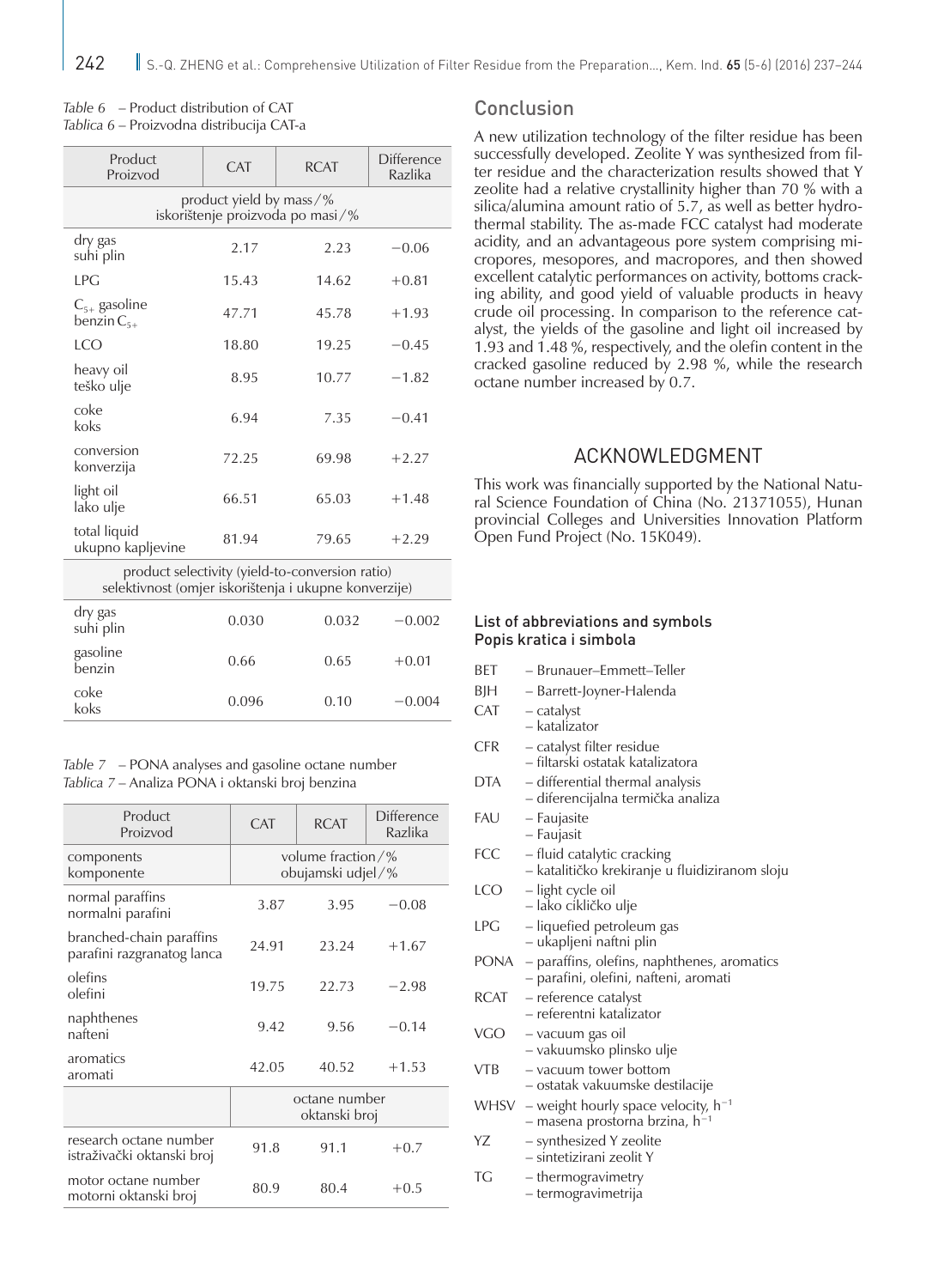*Table 6* – Product distribution of CAT
*Tablica 6* – Proizvodna distribucija CAT-a

| Product<br>Proizvod | CAT | RCAT | Difference<br>Razlika |
|---|---|---|---|
| product yield by mass/%<br>iskorištenje proizvoda po masi/% | | | |
| dry gas<br>suhi plin | 2.17 | 2.23 | −0.06 |
| LPG | 15.43 | 14.62 | +0.81 |
| $C_{5+}$ gasoline<br>benzin $C_{5+}$ | 47.71 | 45.78 | +1.93 |
| LCO | 18.80 | 19.25 | −0.45 |
| heavy oil<br>teško ulje | 8.95 | 10.77 | −1.82 |
| coke<br>koks | 6.94 | 7.35 | −0.41 |
| conversion<br>konverzija | 72.25 | 69.98 | +2.27 |
| light oil<br>lako ulje | 66.51 | 65.03 | +1.48 |
| total liquid<br>ukupno kapljevine | 81.94 | 79.65 | +2.29 |
| product selectivity (yield-to-conversion ratio)<br>selektivnost (omjer iskorištenja i ukupne konverzije) | | | |
| dry gas<br>suhi plin | 0.030 | 0.032 | −0.002 |
| gasoline<br>benzin | 0.66 | 0.65 | +0.01 |
| coke<br>koks | 0.096 | 0.10 | −0.004 |

*Table 7* – PONA analyses and gasoline octane number
*Tablica 7* – Analiza PONA i oktanski broj benzina

| Product<br>Proizvod | CAT | RCAT | Difference<br>Razlika |
|---|---|---|---|
| components<br>komponente | volume fraction/%<br>obujamski udjel/% | | |
| normal paraffins<br>normalni parafini | 3.87 | 3.95 | −0.08 |
| branched-chain paraffins<br>parafini razgranatog lanca | 24.91 | 23.24 | +1.67 |
| olefins<br>olefini | 19.75 | 22.73 | −2.98 |
| naphthenes<br>nafteni | 9.42 | 9.56 | −0.14 |
| aromatics<br>aromati | 42.05 | 40.52 | +1.53 |
| | octane number<br>oktanski broj | | |
| research octane number<br>istraživački oktanski broj | 91.8 | 91.1 | +0.7 |
| motor octane number<br>motorni oktanski broj | 80.9 | 80.4 | +0.5 |

## Conclusion

A new utilization technology of the filter residue has been successfully developed. Zeolite Y was synthesized from filter residue and the characterization results showed that Y zeolite had a relative crystallinity higher than 70 % with a silica/alumina amount ratio of 5.7, as well as better hydrothermal stability. The as-made FCC catalyst had moderate acidity, and an advantageous pore system comprising micropores, mesopores, and macropores, and then showed excellent catalytic performances on activity, bottoms cracking ability, and good yield of valuable products in heavy crude oil processing. In comparison to the reference catalyst, the yields of the gasoline and light oil increased by 1.93 and 1.48 %, respectively, and the olefin content in the cracked gasoline reduced by 2.98 %, while the research octane number increased by 0.7.

## ACKNOWLEDGMENT

This work was financially supported by the National Natural Science Foundation of China (No. 21371055), Hunan provincial Colleges and Universities Innovation Platform Open Fund Project (No. 15K049).

### List of abbreviations and symbols
### Popis kratica i simbola

- BET – Brunauer–Emmett–Teller
- BJH – Barrett-Joyner-Halenda
- CAT – catalyst
  – katalizator
- CFR – catalyst filter residue
  – filtarski ostatak katalizatora
- DTA – differential thermal analysis
  – diferencijalna termička analiza
- FAU – Faujasite
  – Faujasit
- FCC – fluid catalytic cracking
  – katalitičko krekiranje u fluidiziranom sloju
- LCO – light cycle oil
  – lako cikličko ulje
- LPG – liquefied petroleum gas
  – ukapljeni naftni plin
- PONA – paraffins, olefins, naphthenes, aromatics
  – parafini, olefini, nafteni, aromati
- RCAT – reference catalyst
  – referentni katalizator
- VGO – vacuum gas oil
  – vakuumsko plinsko ulje
- VTB – vacuum tower bottom
  – ostatak vakuumske destilacije
- WHSV – weight hourly space velocity, $h^{-1}$
  – masena prostorna brzina, $h^{-1}$
- YZ – synthesized Y zeolite
  – sintetizirani zeolit Y
- TG – thermogravimetry
  – termogravimetrija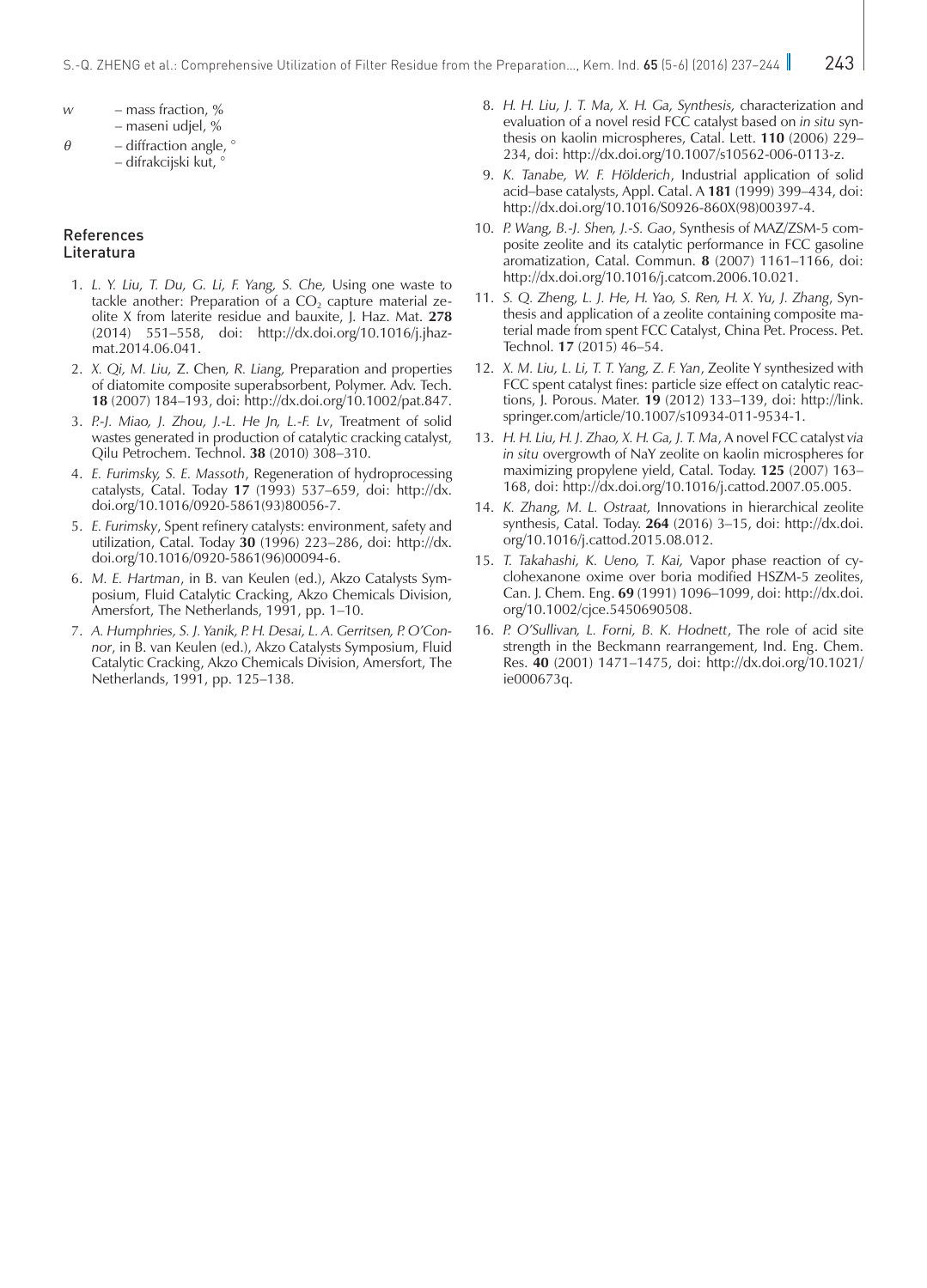$w$ – mass fraction, %
– maseni udjel, %

$\theta$ – diffraction angle, °
– difrakcijski kut, °

## References
## Literatura

1. *L. Y. Liu, T. Du, G. Li, F. Yang, S. Che,* Using one waste to tackle another: Preparation of a $CO_2$ capture material zeolite X from laterite residue and bauxite, J. Haz. Mat. **278** (2014) 551–558, doi: http://dx.doi.org/10.1016/j.jhazmat.2014.06.041.
2. *X. Qi, M. Liu,* Z. Chen*, R. Liang,* Preparation and properties of diatomite composite superabsorbent, Polymer. Adv. Tech. **18** (2007) 184–193, doi: http://dx.doi.org/10.1002/pat.847.
3. *P.-J. Miao, J. Zhou, J.-L. He Jn, L.-F. Lv*, Treatment of solid wastes generated in production of catalytic cracking catalyst, Qilu Petrochem. Technol. **38** (2010) 308–310.
4. *E. Furimsky, S. E. Massoth*, Regeneration of hydroprocessing catalysts, Catal. Today **17** (1993) 537–659, doi: http://dx.doi.org/10.1016/0920-5861(93)80056-7.
5. *E. Furimsky*, Spent refinery catalysts: environment, safety and utilization, Catal. Today **30** (1996) 223–286, doi: http://dx.doi.org/10.1016/0920-5861(96)00094-6.
6. *M. E. Hartman*, in B. van Keulen (ed.), Akzo Catalysts Symposium, Fluid Catalytic Cracking, Akzo Chemicals Division, Amersfort, The Netherlands, 1991, pp. 1–10.
7. *A. Humphries, S. J. Yanik, P. H. Desai, L. A. Gerritsen, P. O'Connor*, in B. van Keulen (ed.), Akzo Catalysts Symposium, Fluid Catalytic Cracking, Akzo Chemicals Division, Amersfort, The Netherlands, 1991, pp. 125–138.
8. *H. H. Liu, J. T. Ma, X. H. Ga, Synthesis,* characterization and evaluation of a novel resid FCC catalyst based on *in situ* synthesis on kaolin microspheres, Catal. Lett. **110** (2006) 229–234, doi: http://dx.doi.org/10.1007/s10562-006-0113-z.
9. *K. Tanabe, W. F. Hölderich*, Industrial application of solid acid–base catalysts, Appl. Catal. A **181** (1999) 399–434, doi: http://dx.doi.org/10.1016/S0926-860X(98)00397-4.
10. *P. Wang, B.-J. Shen, J.-S. Gao*, Synthesis of MAZ/ZSM-5 composite zeolite and its catalytic performance in FCC gasoline aromatization, Catal. Commun. **8** (2007) 1161–1166, doi: http://dx.doi.org/10.1016/j.catcom.2006.10.021.
11. *S. Q. Zheng, L. J. He, H. Yao, S. Ren, H. X. Yu, J. Zhang*, Synthesis and application of a zeolite containing composite material made from spent FCC Catalyst, China Pet. Process. Pet. Technol. **17** (2015) 46–54.
12. *X. M. Liu, L. Li, T. T. Yang, Z. F. Yan*, Zeolite Y synthesized with FCC spent catalyst fines: particle size effect on catalytic reactions, J. Porous. Mater. **19** (2012) 133–139, doi: http://link.springer.com/article/10.1007/s10934-011-9534-1.
13. *H. H. Liu, H. J. Zhao, X. H. Ga, J. T. Ma*, A novel FCC catalyst *via in situ* overgrowth of NaY zeolite on kaolin microspheres for maximizing propylene yield, Catal. Today. **125** (2007) 163–168, doi: http://dx.doi.org/10.1016/j.cattod.2007.05.005.
14. *K. Zhang, M. L. Ostraat,* Innovations in hierarchical zeolite synthesis, Catal. Today. **264** (2016) 3–15, doi: http://dx.doi.org/10.1016/j.cattod.2015.08.012.
15. *T. Takahashi, K. Ueno, T. Kai,* Vapor phase reaction of cyclohexanone oxime over boria modified HSZM-5 zeolites, Can. J. Chem. Eng. **69** (1991) 1096–1099, doi: http://dx.doi.org/10.1002/cjce.5450690508.
16. *P. O'Sullivan, L. Forni, B. K. Hodnett*, The role of acid site strength in the Beckmann rearrangement, Ind. Eng. Chem. Res. **40** (2001) 1471–1475, doi: http://dx.doi.org/10.1021/ie000673q.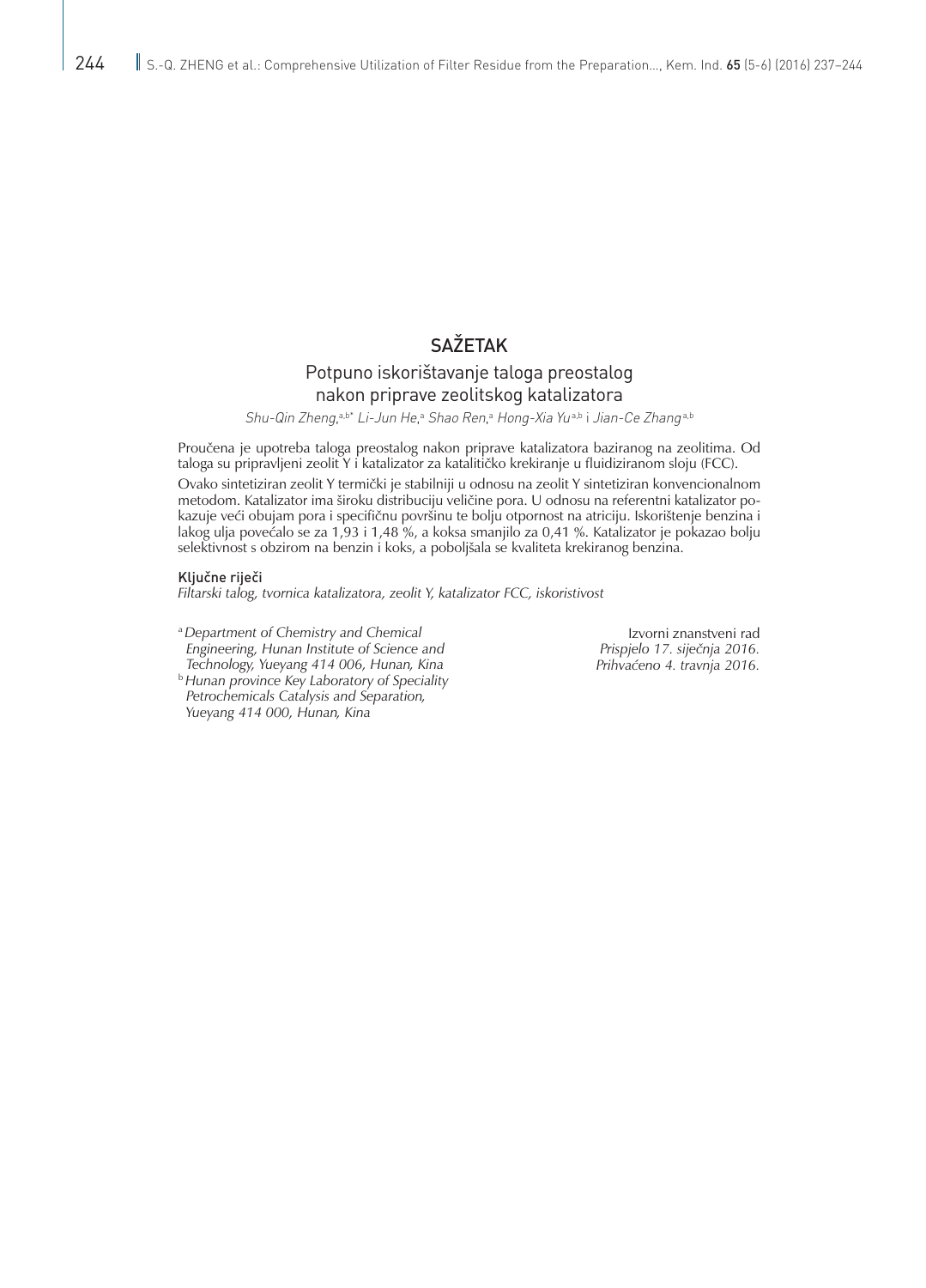# SAŽETAK

## Potpuno iskorištavanje taloga preostalog nakon priprave zeolitskog katalizatora

*Shu-Qin Zheng*,[a,b*] *Li-Jun He*,[a] *Shao Ren*,[a] *Hong-Xia Yu*[a,b] i *Jian-Ce Zhang*[a,b]

Proučena je upotreba taloga preostalog nakon priprave katalizatora baziranog na zeolitima. Od taloga su pripravljeni zeolit Y i katalizator za katalitičko krekiranje u fluidiziranom sloju (FCC).

Ovako sintetiziran zeolit Y termički je stabilniji u odnosu na zeolit Y sintetiziran konvencionalnom metodom. Katalizator ima široku distribuciju veličine pora. U odnosu na referentni katalizator pokazuje veći obujam pora i specifičnu površinu te bolju otpornost na atriciju. Iskorištenje benzina i lakog ulja povećalo se za 1,93 i 1,48 %, a koksa smanjilo za 0,41 %. Katalizator je pokazao bolju selektivnost s obzirom na benzin i koks, a poboljšala se kvaliteta krekiranog benzina.

### Ključne riječi

*Filtarski talog, tvornica katalizatora, zeolit Y, katalizator FCC, iskoristivost*

[a] *Department of Chemistry and Chemical Engineering, Hunan Institute of Science and Technology, Yueyang 414 006, Hunan, Kina*

[b] *Hunan province Key Laboratory of Speciality Petrochemicals Catalysis and Separation, Yueyang 414 000, Hunan, Kina*

Izvorni znanstveni rad

*Prispjelo 17. siječnja 2016.*

*Prihvaćeno 4. travnja 2016.*